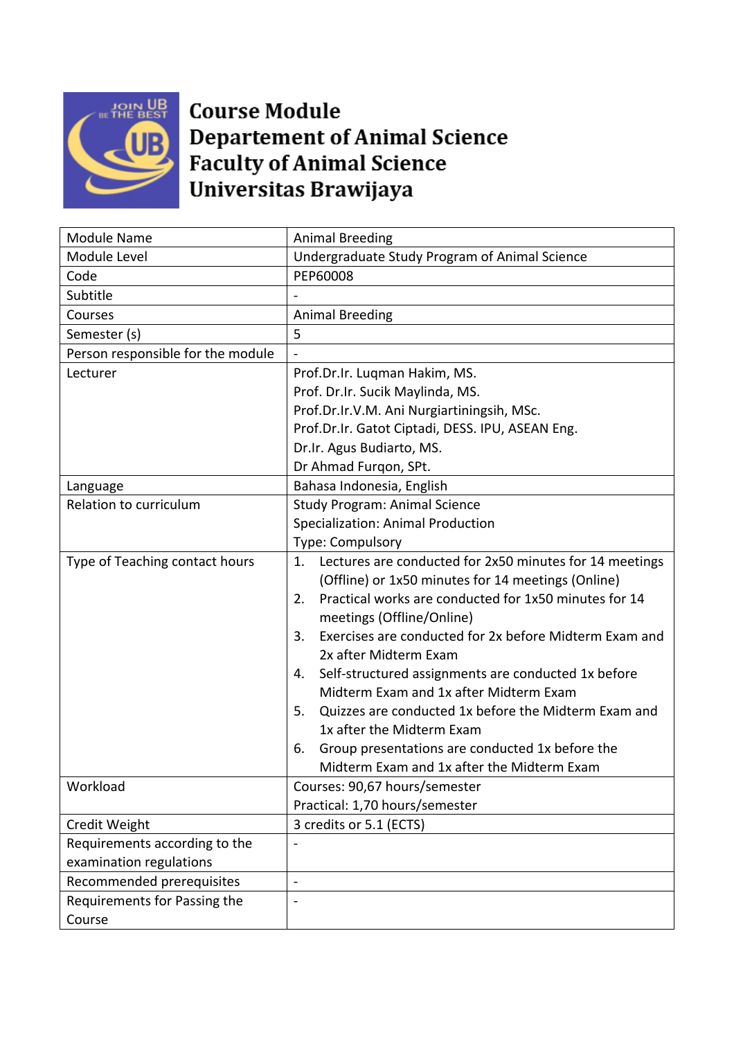# Course Module
# Departement of Animal Science
# Faculty of Animal Science
# Universitas Brawijaya

| Module Name | Animal Breeding |
| --- | --- |
| Module Level | Undergraduate Study Program of Animal Science |
| Code | PEP60008 |
| Subtitle | - |
| Courses | Animal Breeding |
| Semester (s) | 5 |
| Person responsible for the module | - |
| Lecturer | Prof.Dr.Ir. Luqman Hakim, MS.<br>Prof. Dr.Ir. Sucik Maylinda, MS.<br>Prof.Dr.Ir.V.M. Ani Nurgiartiningsih, MSc.<br>Prof.Dr.Ir. Gatot Ciptadi, DESS. IPU, ASEAN Eng.<br>Dr.Ir. Agus Budiarto, MS.<br>Dr Ahmad Furqon, SPt. |
| Language | Bahasa Indonesia, English |
| Relation to curriculum | Study Program: Animal Science<br>Specialization: Animal Production<br>Type: Compulsory |
| Type of Teaching contact hours | 1. Lectures are conducted for 2x50 minutes for 14 meetings (Offline) or 1x50 minutes for 14 meetings (Online)<br>2. Practical works are conducted for 1x50 minutes for 14 meetings (Offline/Online)<br>3. Exercises are conducted for 2x before Midterm Exam and 2x after Midterm Exam<br>4. Self-structured assignments are conducted 1x before Midterm Exam and 1x after Midterm Exam<br>5. Quizzes are conducted 1x before the Midterm Exam and 1x after the Midterm Exam<br>6. Group presentations are conducted 1x before the Midterm Exam and 1x after the Midterm Exam |
| Workload | Courses: 90,67 hours/semester<br>Practical: 1,70 hours/semester |
| Credit Weight | 3 credits or 5.1 (ECTS) |
| Requirements according to the examination regulations | - |
| Recommended prerequisites | - |
| Requirements for Passing the Course | - |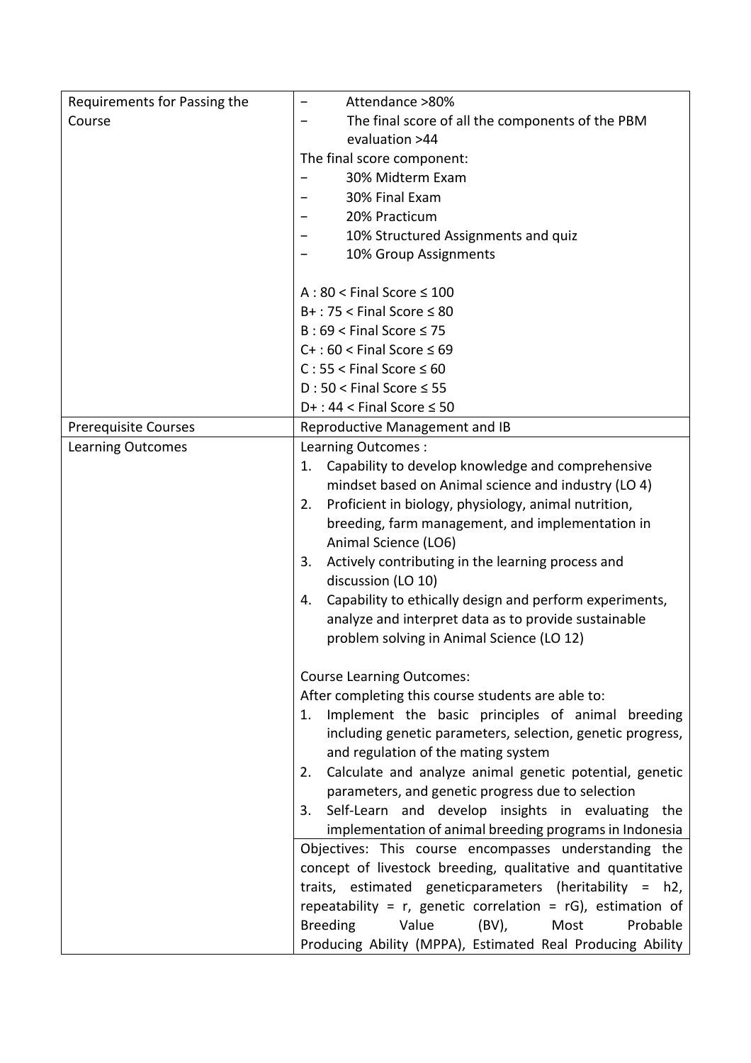| | |
|---|---|
| Requirements for Passing the Course | − Attendance >80%<br>− The final score of all the components of the PBM evaluation >44<br>The final score component:<br>− 30% Midterm Exam<br>− 30% Final Exam<br>− 20% Practicum<br>− 10% Structured Assignments and quiz<br>− 10% Group Assignments<br><br>A : 80 < Final Score ≤ 100<br>B+ : 75 < Final Score ≤ 80<br>B : 69 < Final Score ≤ 75<br>C+ : 60 < Final Score ≤ 69<br>C : 55 < Final Score ≤ 60<br>D : 50 < Final Score ≤ 55<br>D+ : 44 < Final Score ≤ 50 |
| Prerequisite Courses | Reproductive Management and IB |
| Learning Outcomes | Learning Outcomes :<br>1. Capability to develop knowledge and comprehensive mindset based on Animal science and industry (LO 4)<br>2. Proficient in biology, physiology, animal nutrition, breeding, farm management, and implementation in Animal Science (LO6)<br>3. Actively contributing in the learning process and discussion (LO 10)<br>4. Capability to ethically design and perform experiments, analyze and interpret data as to provide sustainable problem solving in Animal Science (LO 12)<br><br>Course Learning Outcomes:<br>After completing this course students are able to:<br>1. Implement the basic principles of animal breeding including genetic parameters, selection, genetic progress, and regulation of the mating system<br>2. Calculate and analyze animal genetic potential, genetic parameters, and genetic progress due to selection<br>3. Self-Learn and develop insights in evaluating the implementation of animal breeding programs in Indonesia |
| | Objectives: This course encompasses understanding the concept of livestock breeding, qualitative and quantitative traits, estimated geneticparameters (heritability = h2, repeatability = r, genetic correlation = rG), estimation of Breeding Value (BV), Most Probable Producing Ability (MPPA), Estimated Real Producing Ability |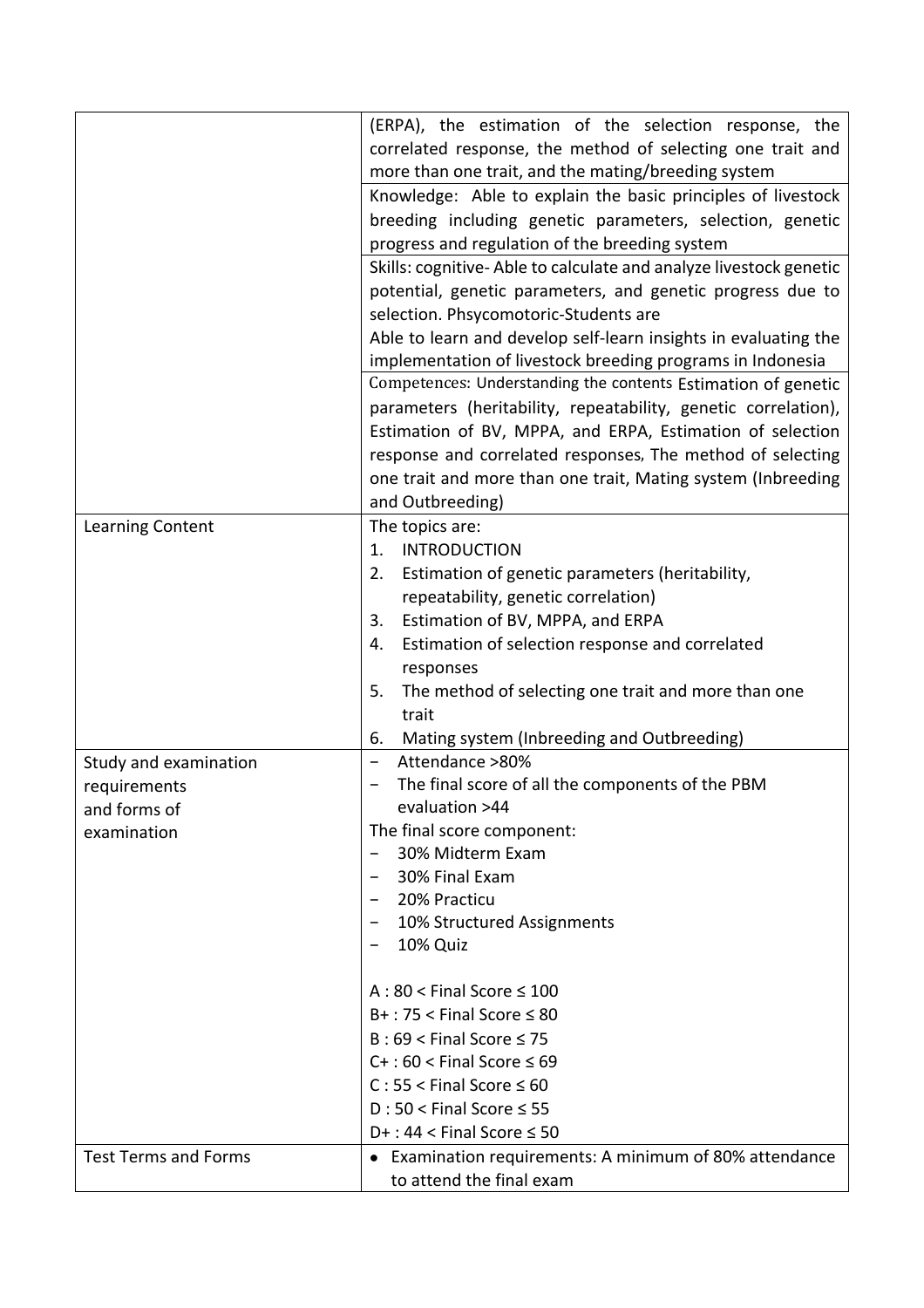| | |
|---|---|
| | (ERPA), the estimation of the selection response, the correlated response, the method of selecting one trait and more than one trait, and the mating/breeding system |
| | Knowledge: Able to explain the basic principles of livestock breeding including genetic parameters, selection, genetic progress and regulation of the breeding system |
| | Skills: cognitive- Able to calculate and analyze livestock genetic potential, genetic parameters, and genetic progress due to selection. Phsycomotoric-Students are<br>Able to learn and develop self-learn insights in evaluating the implementation of livestock breeding programs in Indonesia |
| | Competences: Understanding the contents Estimation of genetic parameters (heritability, repeatability, genetic correlation), Estimation of BV, MPPA, and ERPA, Estimation of selection response and correlated responses, The method of selecting one trait and more than one trait, Mating system (Inbreeding and Outbreeding) |
| Learning Content | The topics are:<br>1. INTRODUCTION<br>2. Estimation of genetic parameters (heritability, repeatability, genetic correlation)<br>3. Estimation of BV, MPPA, and ERPA<br>4. Estimation of selection response and correlated responses<br>5. The method of selecting one trait and more than one trait<br>6. Mating system (Inbreeding and Outbreeding) |
| Study and examination requirements and forms of examination | − Attendance >80%<br>− The final score of all the components of the PBM evaluation >44<br>The final score component:<br>− 30% Midterm Exam<br>− 30% Final Exam<br>− 20% Practicu<br>− 10% Structured Assignments<br>− 10% Quiz<br><br>A : 80 < Final Score ≤ 100<br>B+ : 75 < Final Score ≤ 80<br>B : 69 < Final Score ≤ 75<br>C+ : 60 < Final Score ≤ 69<br>C : 55 < Final Score ≤ 60<br>D : 50 < Final Score ≤ 55<br>D+ : 44 < Final Score ≤ 50 |
| Test Terms and Forms | • Examination requirements: A minimum of 80% attendance to attend the final exam |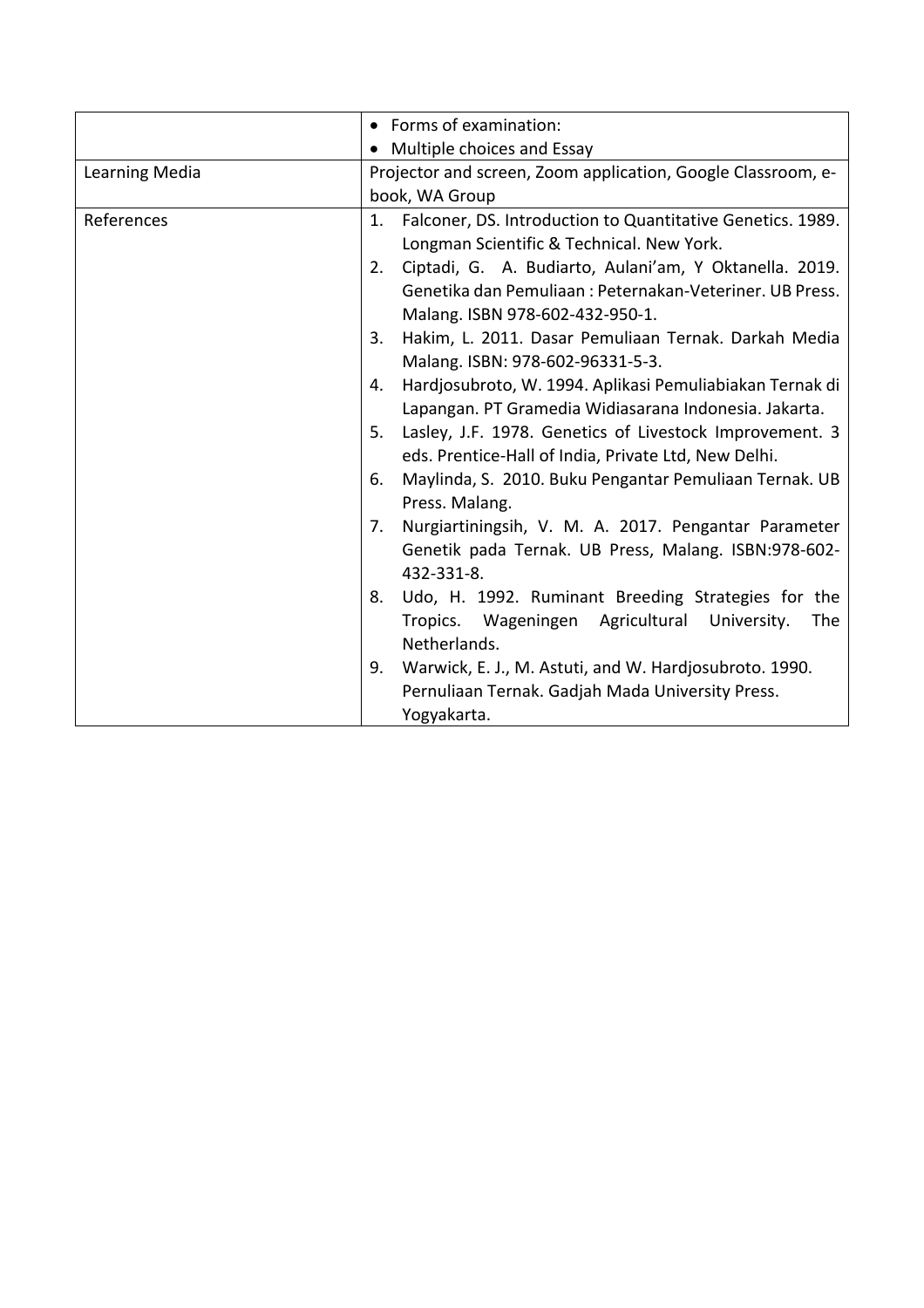| | |
|---|---|
| | • Forms of examination:<br>• Multiple choices and Essay |
| Learning Media | Projector and screen, Zoom application, Google Classroom, e-book, WA Group |
| References | 1. Falconer, DS. Introduction to Quantitative Genetics. 1989. Longman Scientific & Technical. New York.<br>2. Ciptadi, G. A. Budiarto, Aulani'am, Y Oktanella. 2019. Genetika dan Pemuliaan : Peternakan-Veteriner. UB Press. Malang. ISBN 978-602-432-950-1.<br>3. Hakim, L. 2011. Dasar Pemuliaan Ternak. Darkah Media Malang. ISBN: 978-602-96331-5-3.<br>4. Hardjosubroto, W. 1994. Aplikasi Pemuliabiakan Ternak di Lapangan. PT Gramedia Widiasarana Indonesia. Jakarta.<br>5. Lasley, J.F. 1978. Genetics of Livestock Improvement. 3 eds. Prentice-Hall of India, Private Ltd, New Delhi.<br>6. Maylinda, S. 2010. Buku Pengantar Pemuliaan Ternak. UB Press. Malang.<br>7. Nurgiartiningsih, V. M. A. 2017. Pengantar Parameter Genetik pada Ternak. UB Press, Malang. ISBN:978-602-432-331-8.<br>8. Udo, H. 1992. Ruminant Breeding Strategies for the Tropics. Wageningen Agricultural University. The Netherlands.<br>9. Warwick, E. J., M. Astuti, and W. Hardjosubroto. 1990. Pernuliaan Ternak. Gadjah Mada University Press. Yogyakarta. |